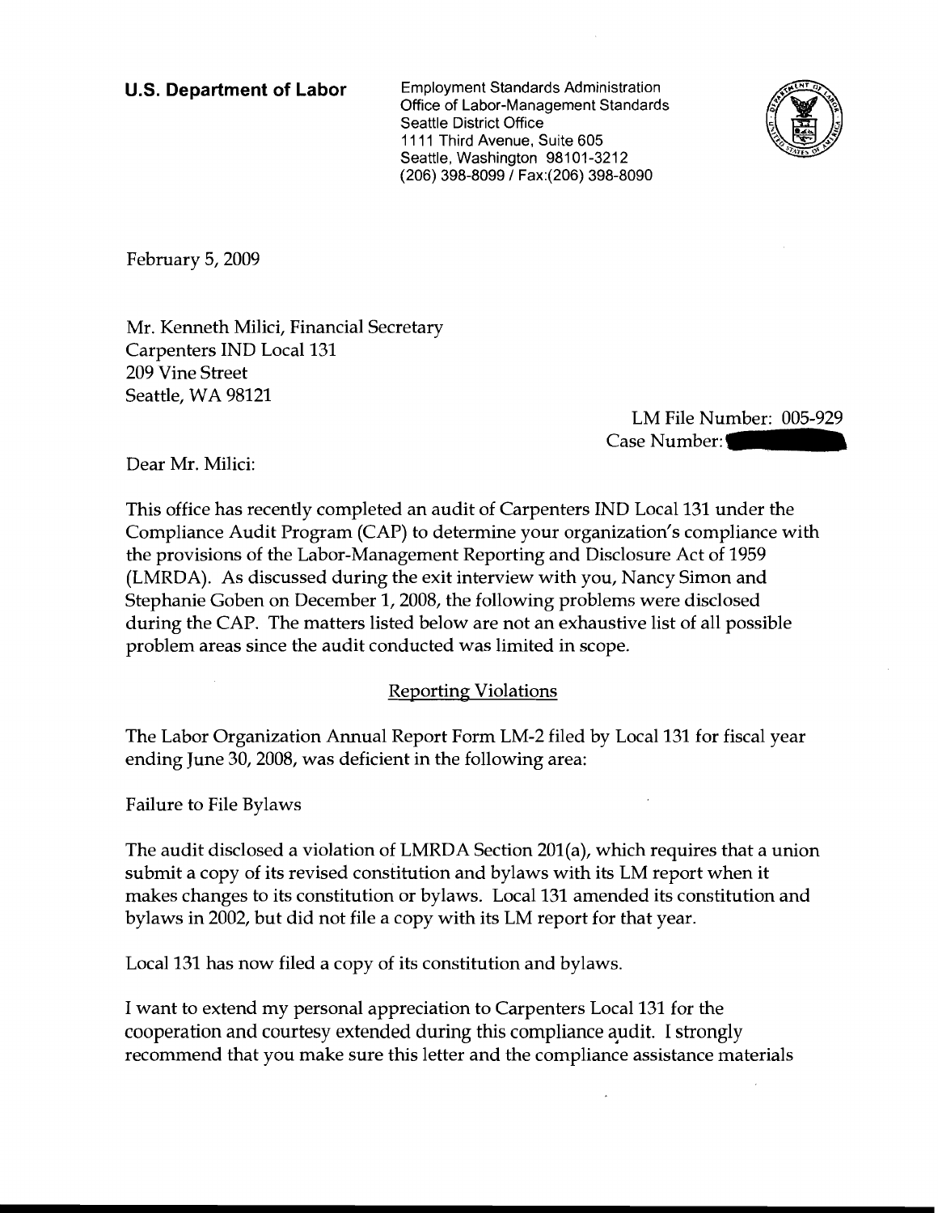**U.S. Department of Labor**

Employment Standards Administration
Office of Labor-Management Standards
Seattle District Office
1111 Third Avenue, Suite 605
Seattle, Washington 98101-3212
(206) 398-8099 / Fax:(206) 398-8090

February 5, 2009

Mr. Kenneth Milici, Financial Secretary
Carpenters IND Local 131
209 Vine Street
Seattle, WA 98121

LM File Number: 005-929
Case Number:

Dear Mr. Milici:

This office has recently completed an audit of Carpenters IND Local 131 under the Compliance Audit Program (CAP) to determine your organization's compliance with the provisions of the Labor-Management Reporting and Disclosure Act of 1959 (LMRDA). As discussed during the exit interview with you, Nancy Simon and Stephanie Goben on December 1, 2008, the following problems were disclosed during the CAP. The matters listed below are not an exhaustive list of all possible problem areas since the audit conducted was limited in scope.

Reporting Violations

The Labor Organization Annual Report Form LM-2 filed by Local 131 for fiscal year ending June 30, 2008, was deficient in the following area:

Failure to File Bylaws

The audit disclosed a violation of LMRDA Section 201(a), which requires that a union submit a copy of its revised constitution and bylaws with its LM report when it makes changes to its constitution or bylaws. Local 131 amended its constitution and bylaws in 2002, but did not file a copy with its LM report for that year.

Local 131 has now filed a copy of its constitution and bylaws.

I want to extend my personal appreciation to Carpenters Local 131 for the cooperation and courtesy extended during this compliance audit. I strongly recommend that you make sure this letter and the compliance assistance materials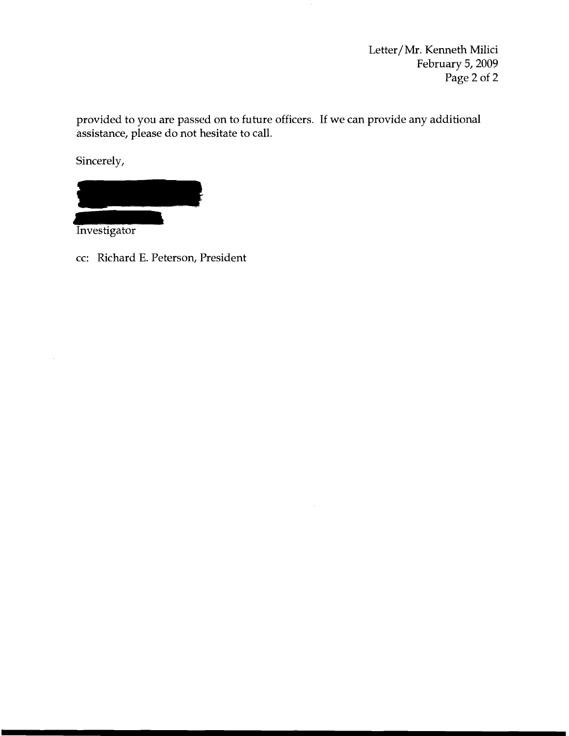provided to you are passed on to future officers. If we can provide any additional assistance, please do not hesitate to call.

Sincerely,

Investigator

cc: Richard E. Peterson, President